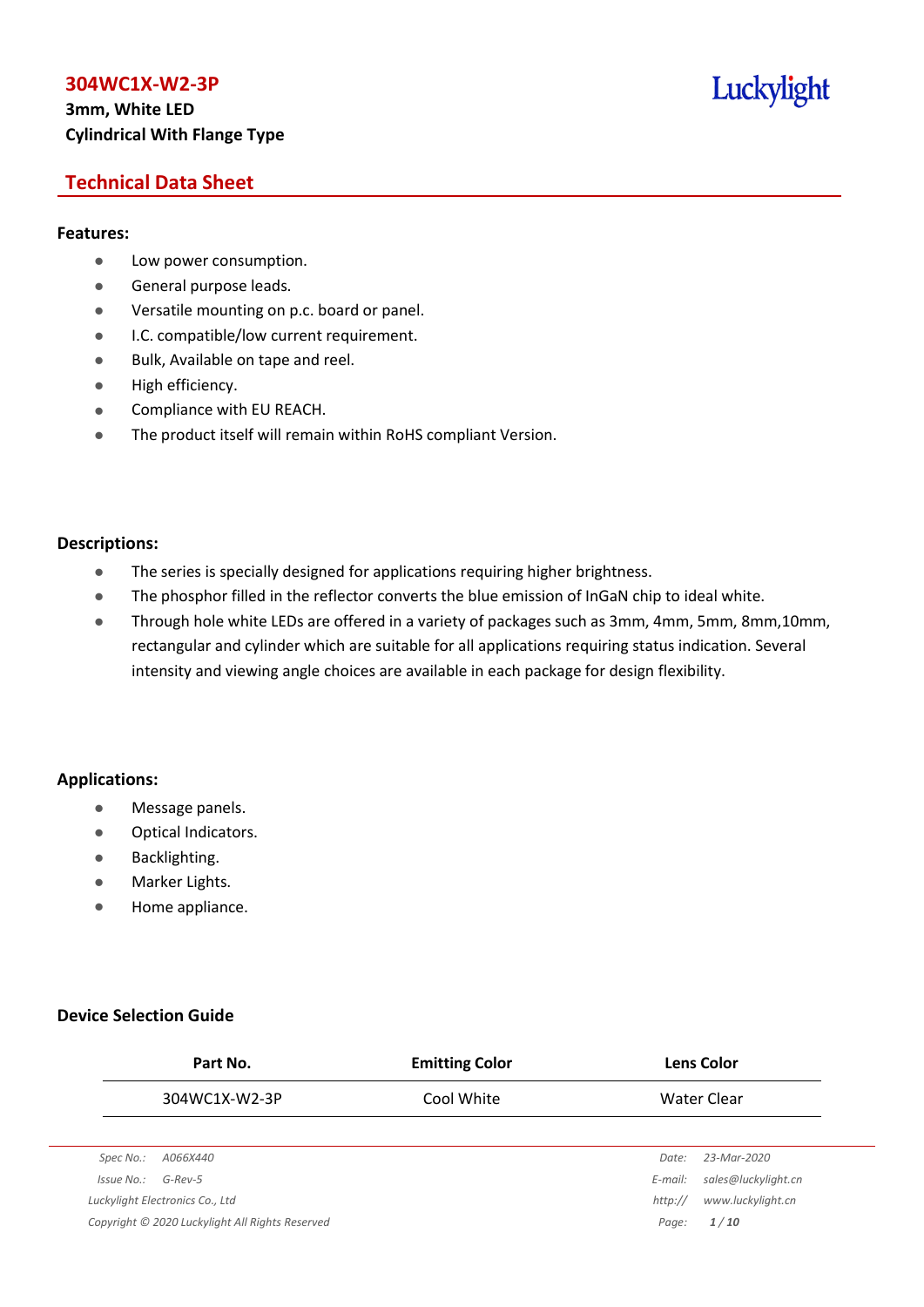# 304WC1X-W2-3P

**3mm, White LED**
**Cylindrical With Flange Type**

## Technical Data Sheet

### Features:

- Low power consumption.
- General purpose leads.
- Versatile mounting on p.c. board or panel.
- I.C. compatible/low current requirement.
- Bulk, Available on tape and reel.
- High efficiency.
- Compliance with EU REACH.
- The product itself will remain within RoHS compliant Version.

### Descriptions:

- The series is specially designed for applications requiring higher brightness.
- The phosphor filled in the reflector converts the blue emission of InGaN chip to ideal white.
- Through hole white LEDs are offered in a variety of packages such as 3mm, 4mm, 5mm, 8mm,10mm, rectangular and cylinder which are suitable for all applications requiring status indication. Several intensity and viewing angle choices are available in each package for design flexibility.

### Applications:

- Message panels.
- Optical Indicators.
- Backlighting.
- Marker Lights.
- Home appliance.

### Device Selection Guide

| Part No. | Emitting Color | Lens Color |
| --- | --- | --- |
| 304WC1X-W2-3P | Cool White | Water Clear |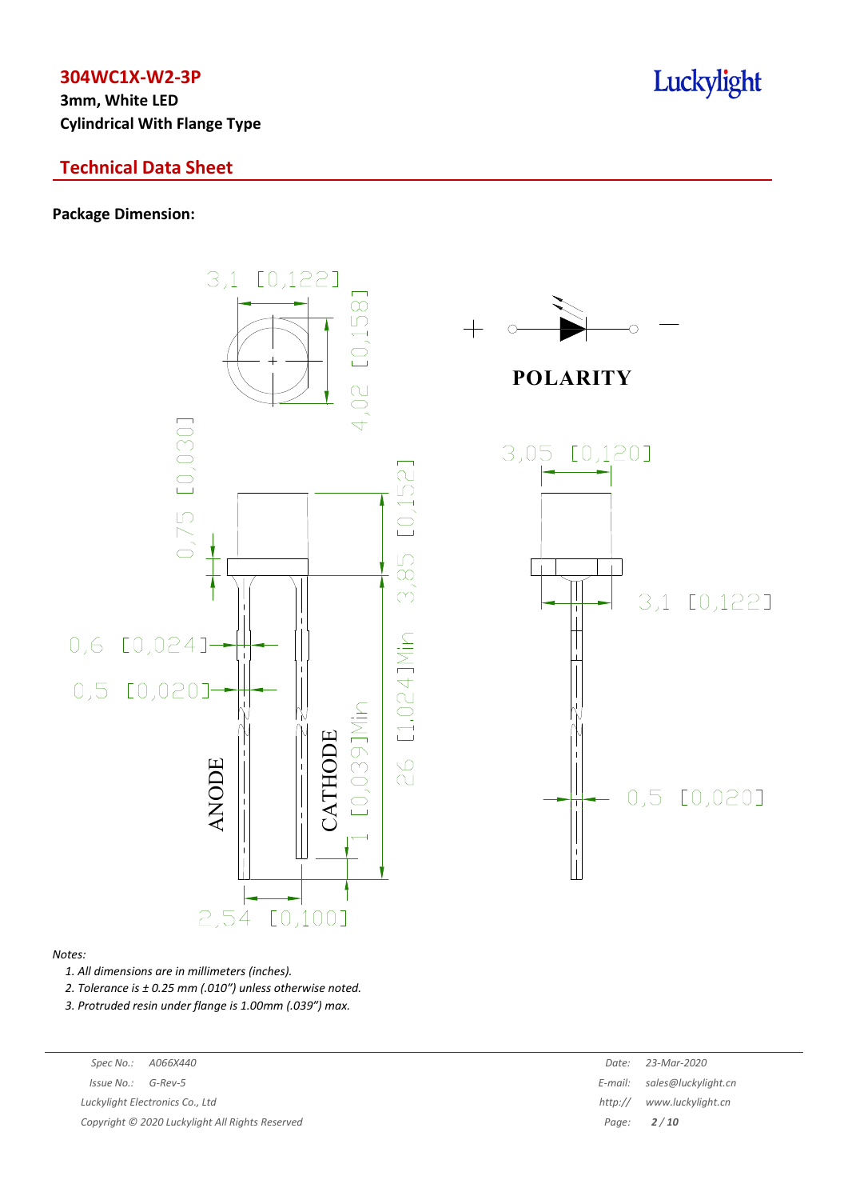# 304WC1X-W2-3P

**3mm, White LED**
**Cylindrical With Flange Type**

## Technical Data Sheet

**Package Dimension:**

3,1 [0,122]

4,02 [0,158]

POLARITY

0,75 [0,030]

3,85 [0,152]

3,05 [0,120]

0,6 [0,024]

0,5 [0,020]

26 [1,024]Min

1 [0,039]Min

ANODE

CATHODE

3,1 [0,122]

0,5 [0,020]

2,54 [0,100]

*Notes:*

1. *All dimensions are in millimeters (inches).*
2. *Tolerance is ± 0.25 mm (.010") unless otherwise noted.*
3. *Protruded resin under flange is 1.00mm (.039") max.*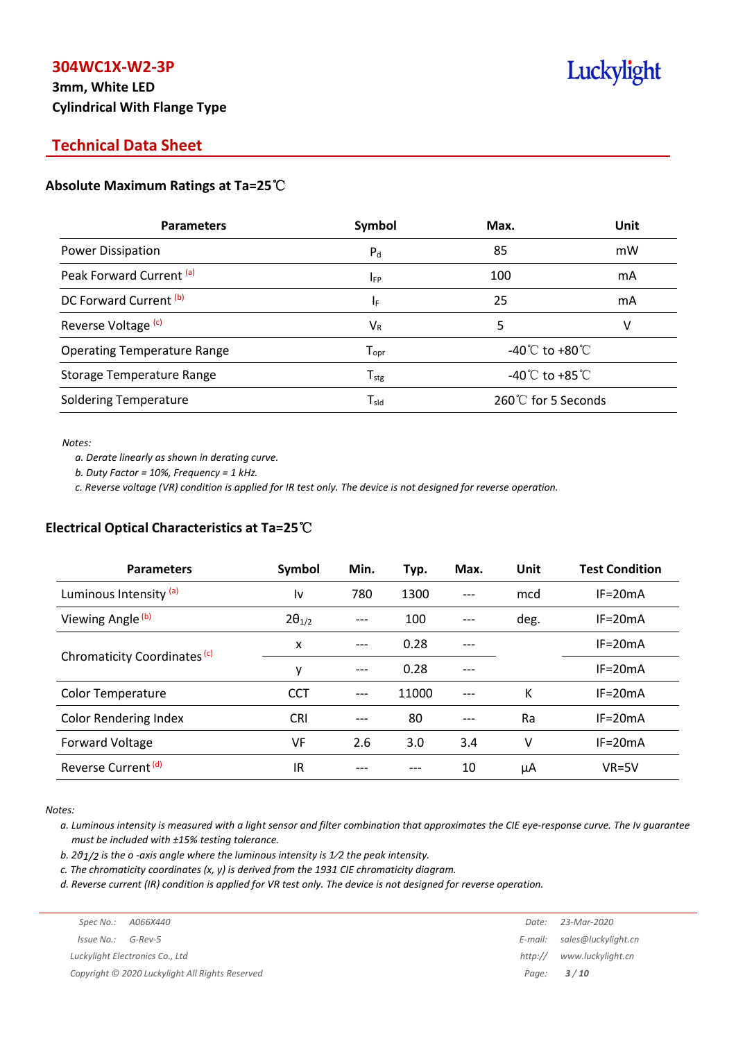# 304WC1X-W2-3P

**3mm, White LED**

**Cylindrical With Flange Type**

Luckylight

## Technical Data Sheet

### Absolute Maximum Ratings at Ta=25℃

| Parameters | Symbol | Max. | Unit |
|---|---|---|---|
| Power Dissipation | $P_d$ | 85 | mW |
| Peak Forward Current [(a)] | $I_{FP}$ | 100 | mA |
| DC Forward Current [(b)] | $I_F$ | 25 | mA |
| Reverse Voltage [(c)] | $V_R$ | 5 | V |
| Operating Temperature Range | $T_{opr}$ | -40℃ to +80℃ | |
| Storage Temperature Range | $T_{stg}$ | -40℃ to +85℃ | |
| Soldering Temperature | $T_{sld}$ | 260℃ for 5 Seconds | |

*Notes:*

*a. Derate linearly as shown in derating curve.*

*b. Duty Factor = 10%, Frequency = 1 kHz.*

*c. Reverse voltage (VR) condition is applied for IR test only. The device is not designed for reverse operation.*

### Electrical Optical Characteristics at Ta=25℃

| Parameters | Symbol | Min. | Typ. | Max. | Unit | Test Condition |
|---|---|---|---|---|---|---|
| Luminous Intensity [(a)] | Iv | 780 | 1300 | --- | mcd | IF=20mA |
| Viewing Angle [(b)] | $2\theta_{1/2}$ | --- | 100 | --- | deg. | IF=20mA |
| Chromaticity Coordinates [(c)] | x | --- | 0.28 | --- | | IF=20mA |
| | y | --- | 0.28 | --- | | IF=20mA |
| Color Temperature | CCT | --- | 11000 | --- | K | IF=20mA |
| Color Rendering Index | CRI | --- | 80 | --- | Ra | IF=20mA |
| Forward Voltage | VF | 2.6 | 3.0 | 3.4 | V | IF=20mA |
| Reverse Current [(d)] | IR | --- | --- | 10 | μA | VR=5V |

*Notes:*

*a. Luminous intensity is measured with a light sensor and filter combination that approximates the CIE eye-response curve. The Iv guarantee must be included with ±15% testing tolerance.*

*b. $2\vartheta_{1/2}$ is the o -axis angle where the luminous intensity is 1⁄2 the peak intensity.*

*c. The chromaticity coordinates (x, y) is derived from the 1931 CIE chromaticity diagram.*

*d. Reverse current (IR) condition is applied for VR test only. The device is not designed for reverse operation.*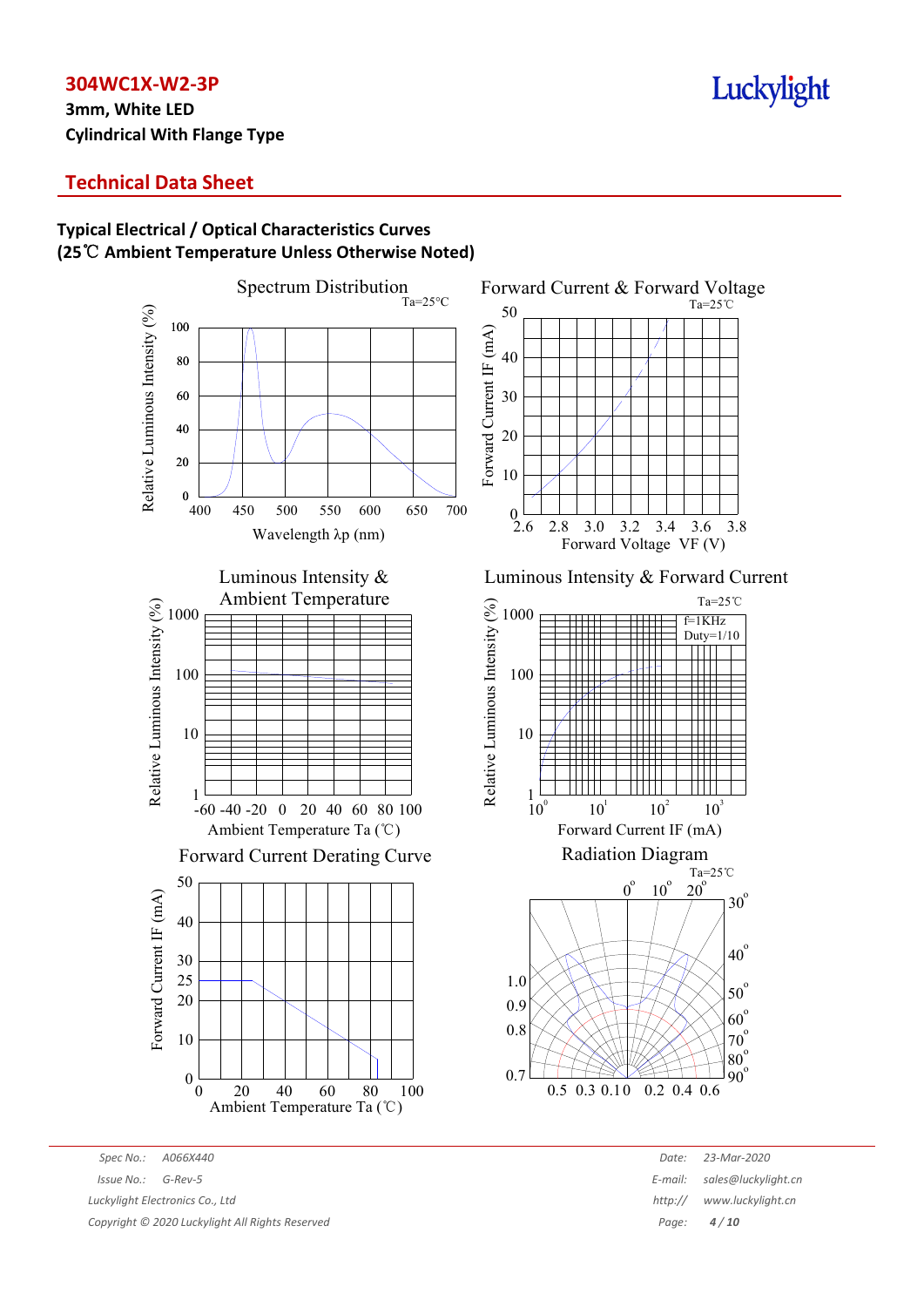## Technical Data Sheet

### Typical Electrical / Optical Characteristics Curves
### (25℃ Ambient Temperature Unless Otherwise Noted)

Spectrum Distribution

Ta=25°C

Relative Luminous Intensity (%)

Wavelength λp (nm)

Forward Current & Forward Voltage

Ta=25℃

Forward Current IF (mA)

Forward Voltage VF (V)

Luminous Intensity & Ambient Temperature

Relative Luminous Intensity (%)

Ambient Temperature Ta (℃)

Luminous Intensity & Forward Current

Ta=25℃

f=1KHz
Duty=1/10

Relative Luminous Intensity (%)

Forward Current IF (mA)

Forward Current Derating Curve

Forward Current IF (mA)

Ambient Temperature Ta (℃)

Radiation Diagram

Ta=25℃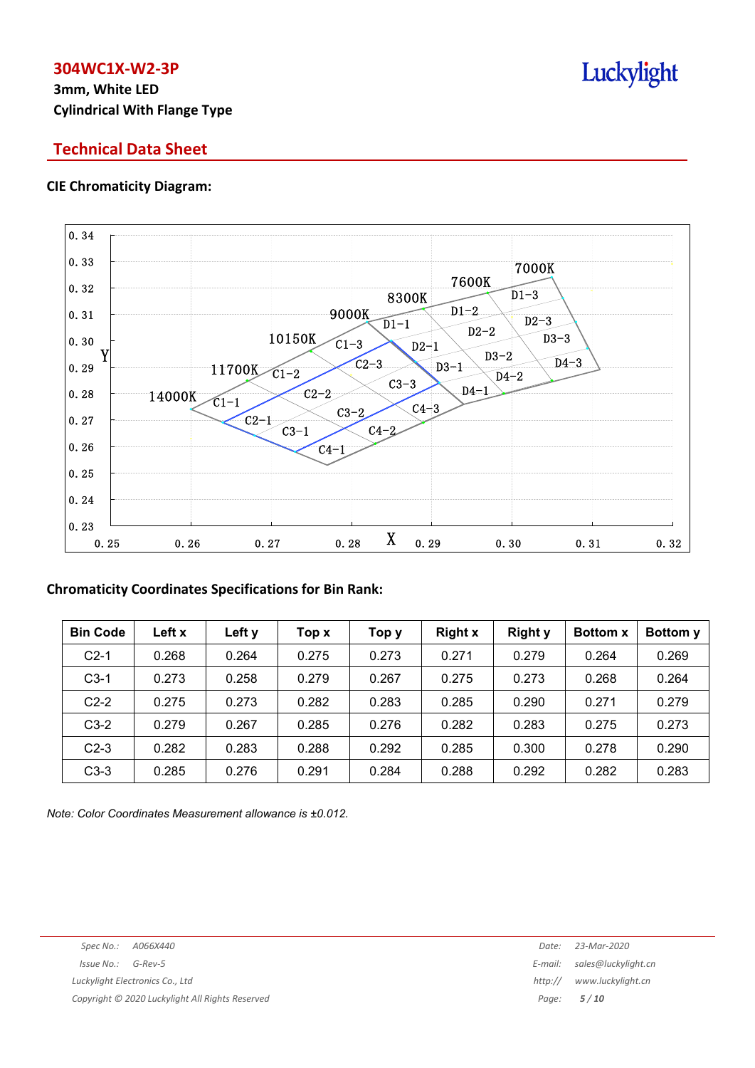## Technical Data Sheet

**CIE Chromaticity Diagram:**

**Chromaticity Coordinates Specifications for Bin Rank:**

| Bin Code | Left x | Left y | Top x | Top y | Right x | Right y | Bottom x | Bottom y |
|---|---|---|---|---|---|---|---|---|
| C2-1 | 0.268 | 0.264 | 0.275 | 0.273 | 0.271 | 0.279 | 0.264 | 0.269 |
| C3-1 | 0.273 | 0.258 | 0.279 | 0.267 | 0.275 | 0.273 | 0.268 | 0.264 |
| C2-2 | 0.275 | 0.273 | 0.282 | 0.283 | 0.285 | 0.290 | 0.271 | 0.279 |
| C3-2 | 0.279 | 0.267 | 0.285 | 0.276 | 0.282 | 0.283 | 0.275 | 0.273 |
| C2-3 | 0.282 | 0.283 | 0.288 | 0.292 | 0.285 | 0.300 | 0.278 | 0.290 |
| C3-3 | 0.285 | 0.276 | 0.291 | 0.284 | 0.288 | 0.292 | 0.282 | 0.283 |

*Note: Color Coordinates Measurement allowance is ±0.012.*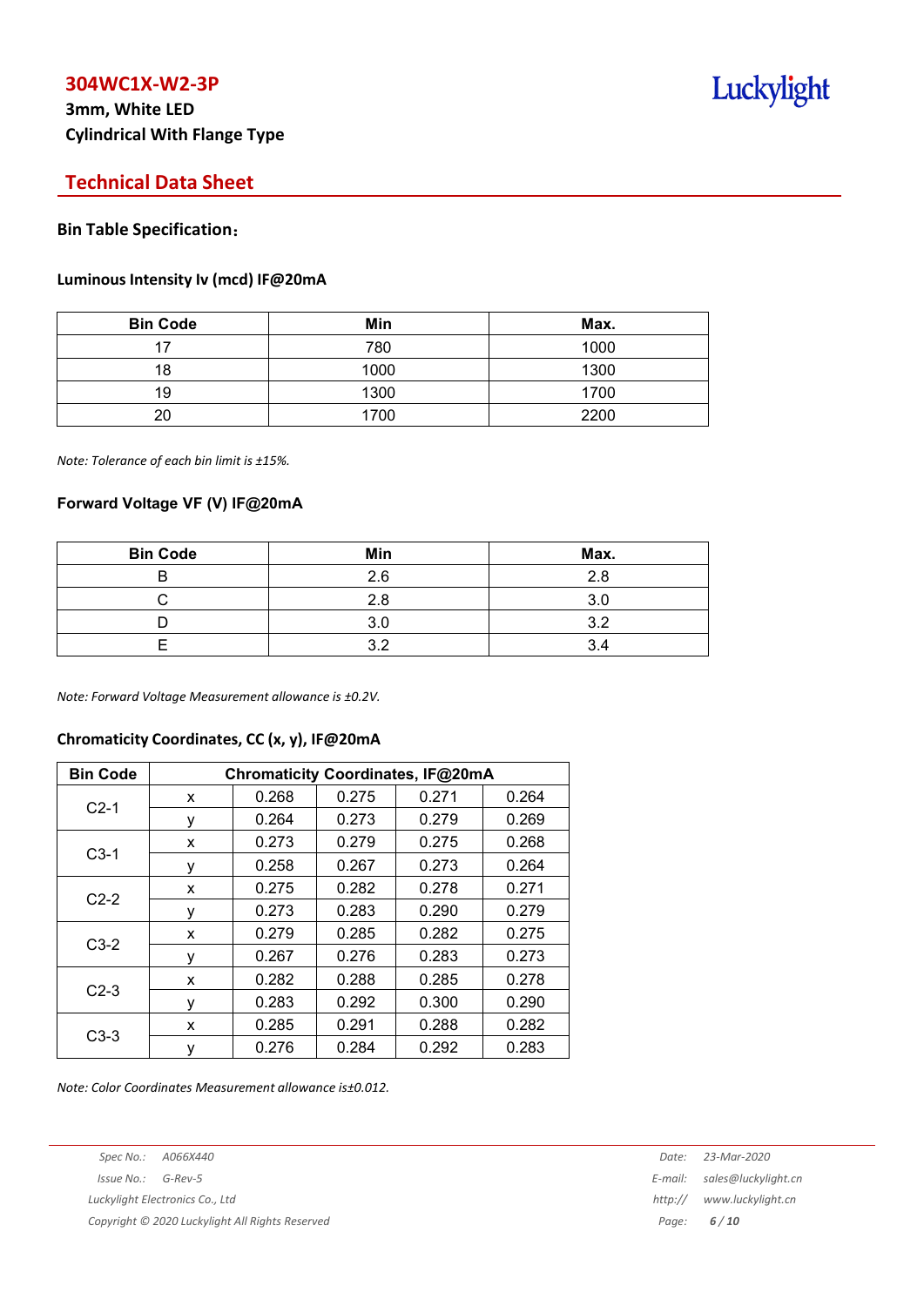## Bin Table Specification：

### Luminous Intensity Iv (mcd) IF@20mA

| Bin Code | Min | Max. |
|---|---|---|
| 17 | 780 | 1000 |
| 18 | 1000 | 1300 |
| 19 | 1300 | 1700 |
| 20 | 1700 | 2200 |

*Note: Tolerance of each bin limit is ±15%.*

### Forward Voltage VF (V) IF@20mA

| Bin Code | Min | Max. |
|---|---|---|
| B | 2.6 | 2.8 |
| C | 2.8 | 3.0 |
| D | 3.0 | 3.2 |
| E | 3.2 | 3.4 |

*Note: Forward Voltage Measurement allowance is ±0.2V.*

### Chromaticity Coordinates, CC (x, y), IF@20mA

| Bin Code | Chromaticity Coordinates, IF@20mA | | | | |
|---|---|---|---|---|---|
| C2-1 | x | 0.268 | 0.275 | 0.271 | 0.264 |
| | y | 0.264 | 0.273 | 0.279 | 0.269 |
| C3-1 | x | 0.273 | 0.279 | 0.275 | 0.268 |
| | y | 0.258 | 0.267 | 0.273 | 0.264 |
| C2-2 | x | 0.275 | 0.282 | 0.278 | 0.271 |
| | y | 0.273 | 0.283 | 0.290 | 0.279 |
| C3-2 | x | 0.279 | 0.285 | 0.282 | 0.275 |
| | y | 0.267 | 0.276 | 0.283 | 0.273 |
| C2-3 | x | 0.282 | 0.288 | 0.285 | 0.278 |
| | y | 0.283 | 0.292 | 0.300 | 0.290 |
| C3-3 | x | 0.285 | 0.291 | 0.288 | 0.282 |
| | y | 0.276 | 0.284 | 0.292 | 0.283 |

*Note: Color Coordinates Measurement allowance is±0.012.*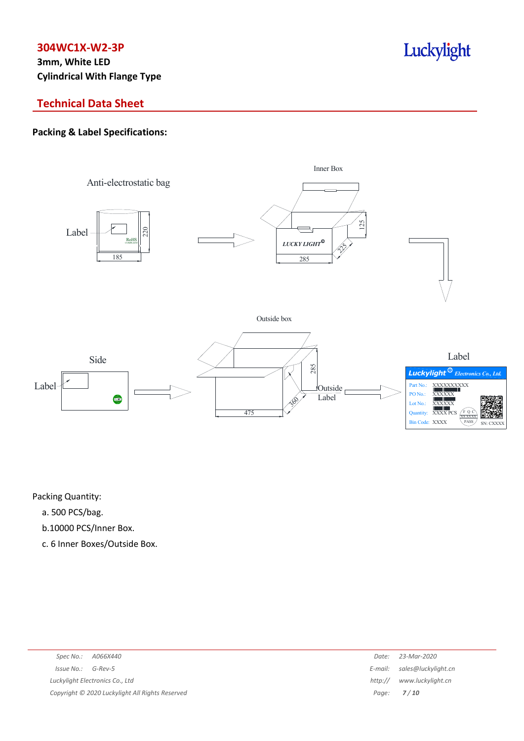## Packing & Label Specifications:

Packing Quantity:

a. 500 PCS/bag.

b.10000 PCS/Inner Box.

c. 6 Inner Boxes/Outside Box.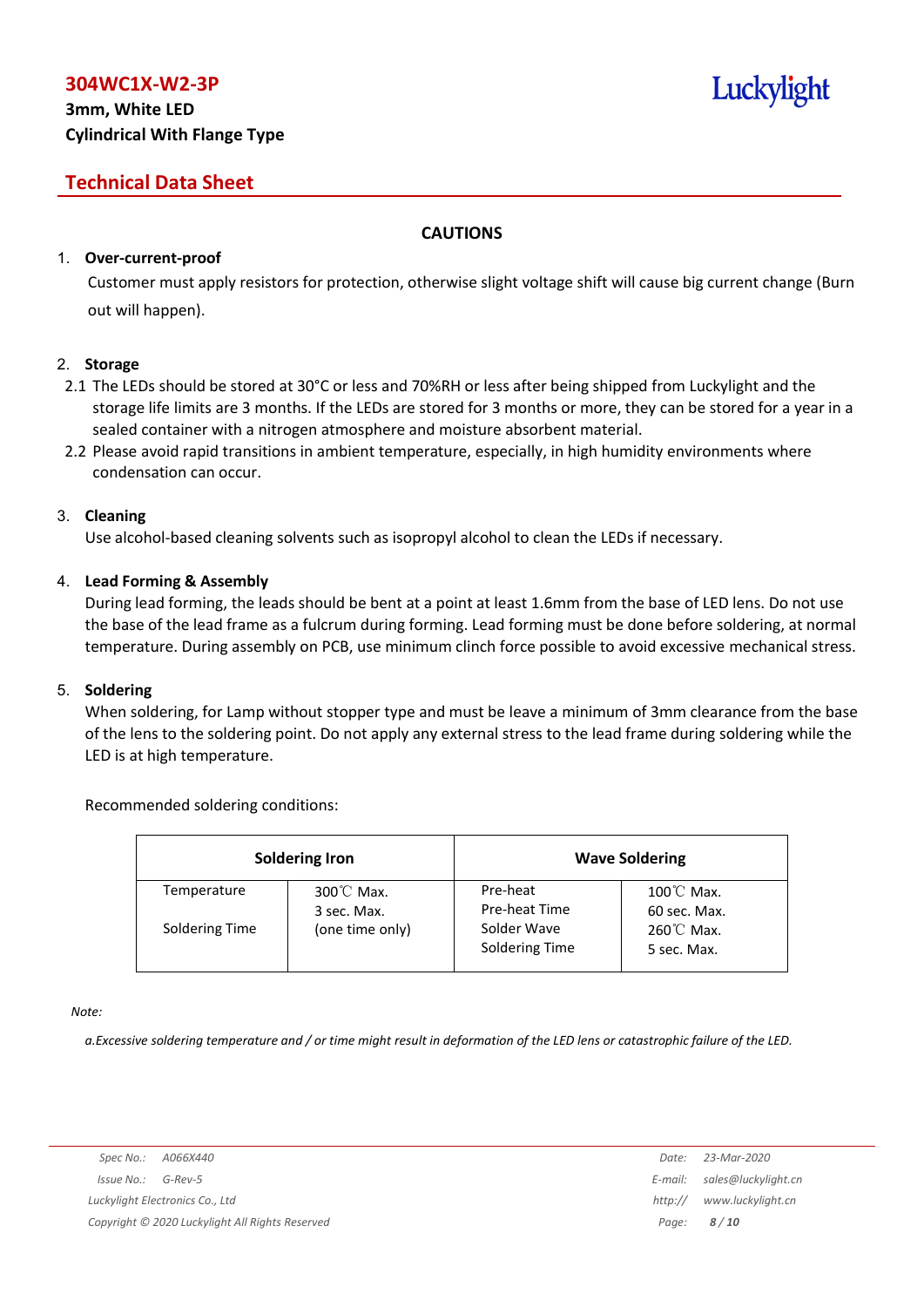## CAUTIONS

1. **Over-current-proof**

   Customer must apply resistors for protection, otherwise slight voltage shift will cause big current change (Burn out will happen).

2. **Storage**

   2.1 The LEDs should be stored at 30°C or less and 70%RH or less after being shipped from Luckylight and the storage life limits are 3 months. If the LEDs are stored for 3 months or more, they can be stored for a year in a sealed container with a nitrogen atmosphere and moisture absorbent material.

   2.2 Please avoid rapid transitions in ambient temperature, especially, in high humidity environments where condensation can occur.

3. **Cleaning**

   Use alcohol-based cleaning solvents such as isopropyl alcohol to clean the LEDs if necessary.

4. **Lead Forming & Assembly**

   During lead forming, the leads should be bent at a point at least 1.6mm from the base of LED lens. Do not use the base of the lead frame as a fulcrum during forming. Lead forming must be done before soldering, at normal temperature. During assembly on PCB, use minimum clinch force possible to avoid excessive mechanical stress.

5. **Soldering**

   When soldering, for Lamp without stopper type and must be leave a minimum of 3mm clearance from the base of the lens to the soldering point. Do not apply any external stress to the lead frame during soldering while the LED is at high temperature.

   Recommended soldering conditions:

| Soldering Iron | | Wave Soldering | |
|---|---|---|---|
| Temperature | 300℃ Max. | Pre-heat | 100℃ Max. |
| Soldering Time | 3 sec. Max. (one time only) | Pre-heat Time | 60 sec. Max. |
| | | Solder Wave | 260℃ Max. |
| | | Soldering Time | 5 sec. Max. |

*Note:*

*a.Excessive soldering temperature and / or time might result in deformation of the LED lens or catastrophic failure of the LED.*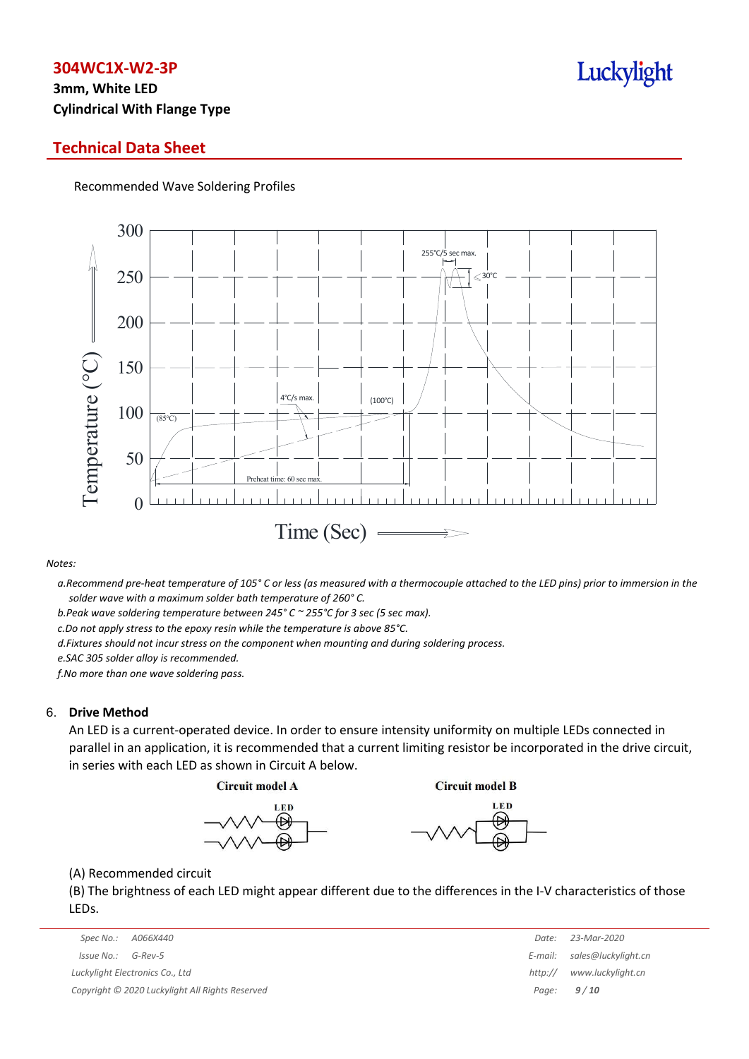Recommended Wave Soldering Profiles

*Notes:*

*a.Recommend pre-heat temperature of 105° C or less (as measured with a thermocouple attached to the LED pins) prior to immersion in the solder wave with a maximum solder bath temperature of 260° C.*

*b.Peak wave soldering temperature between 245° C ~ 255°C for 3 sec (5 sec max).*

*c.Do not apply stress to the epoxy resin while the temperature is above 85°C.*

*d.Fixtures should not incur stress on the component when mounting and during soldering process.*

*e.SAC 305 solder alloy is recommended.*

*f.No more than one wave soldering pass.*

## 6. Drive Method

An LED is a current-operated device. In order to ensure intensity uniformity on multiple LEDs connected in parallel in an application, it is recommended that a current limiting resistor be incorporated in the drive circuit, in series with each LED as shown in Circuit A below.

Circuit model A

Circuit model B

(A) Recommended circuit

(B) The brightness of each LED might appear different due to the differences in the I-V characteristics of those LEDs.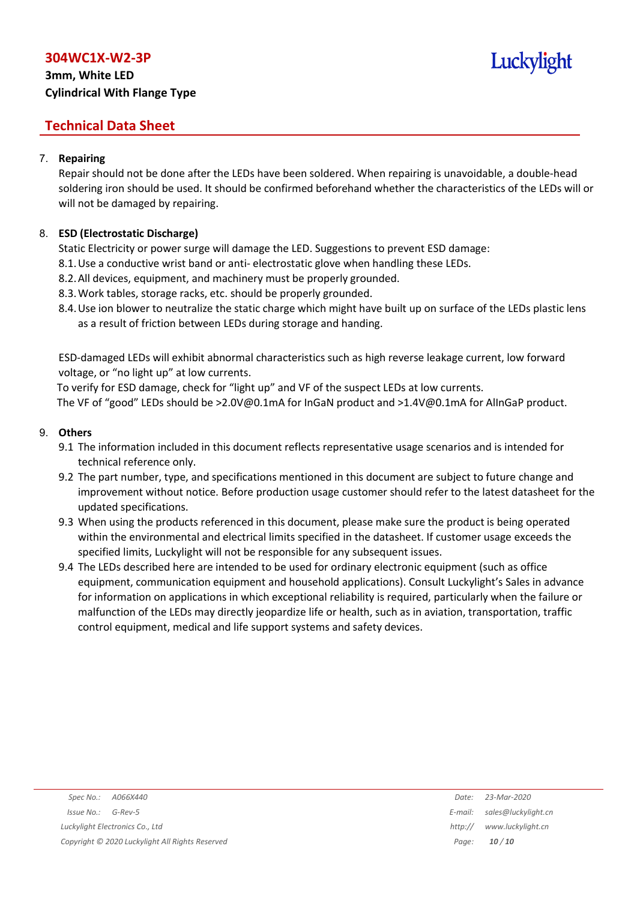7. **Repairing**

   Repair should not be done after the LEDs have been soldered. When repairing is unavoidable, a double-head soldering iron should be used. It should be confirmed beforehand whether the characteristics of the LEDs will or will not be damaged by repairing.

8. **ESD (Electrostatic Discharge)**

   Static Electricity or power surge will damage the LED. Suggestions to prevent ESD damage:

   8.1. Use a conductive wrist band or anti- electrostatic glove when handling these LEDs.

   8.2. All devices, equipment, and machinery must be properly grounded.

   8.3. Work tables, storage racks, etc. should be properly grounded.

   8.4. Use ion blower to neutralize the static charge which might have built up on surface of the LEDs plastic lens as a result of friction between LEDs during storage and handing.

   ESD-damaged LEDs will exhibit abnormal characteristics such as high reverse leakage current, low forward voltage, or "no light up" at low currents.

   To verify for ESD damage, check for "light up" and VF of the suspect LEDs at low currents.

   The VF of "good" LEDs should be >2.0V@0.1mA for InGaN product and >1.4V@0.1mA for AlInGaP product.

9. **Others**

   9.1 The information included in this document reflects representative usage scenarios and is intended for technical reference only.

   9.2 The part number, type, and specifications mentioned in this document are subject to future change and improvement without notice. Before production usage customer should refer to the latest datasheet for the updated specifications.

   9.3 When using the products referenced in this document, please make sure the product is being operated within the environmental and electrical limits specified in the datasheet. If customer usage exceeds the specified limits, Luckylight will not be responsible for any subsequent issues.

   9.4 The LEDs described here are intended to be used for ordinary electronic equipment (such as office equipment, communication equipment and household applications). Consult Luckylight's Sales in advance for information on applications in which exceptional reliability is required, particularly when the failure or malfunction of the LEDs may directly jeopardize life or health, such as in aviation, transportation, traffic control equipment, medical and life support systems and safety devices.